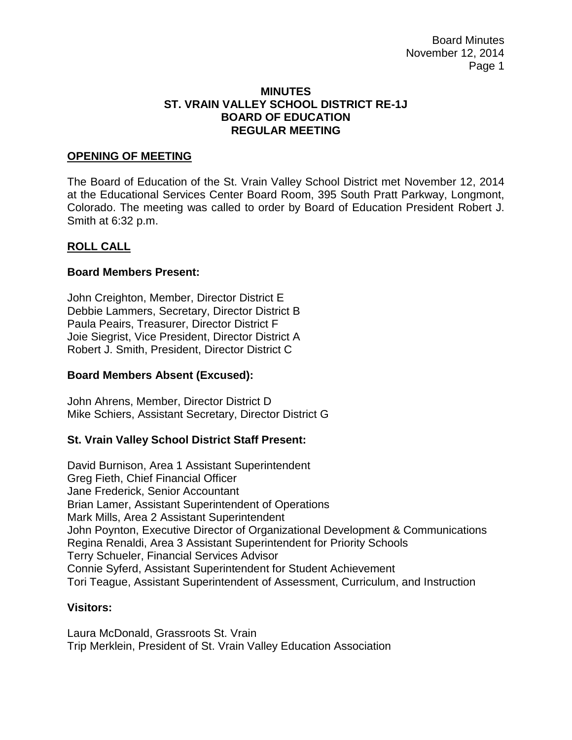# MINUTES
# ST. VRAIN VALLEY SCHOOL DISTRICT RE-1J
# BOARD OF EDUCATION
# REGULAR MEETING

## OPENING OF MEETING

The Board of Education of the St. Vrain Valley School District met November 12, 2014 at the Educational Services Center Board Room, 395 South Pratt Parkway, Longmont, Colorado. The meeting was called to order by Board of Education President Robert J. Smith at 6:32 p.m.

## ROLL CALL

### Board Members Present:

John Creighton, Member, Director District E
Debbie Lammers, Secretary, Director District B
Paula Peairs, Treasurer, Director District F
Joie Siegrist, Vice President, Director District A
Robert J. Smith, President, Director District C

### Board Members Absent (Excused):

John Ahrens, Member, Director District D
Mike Schiers, Assistant Secretary, Director District G

### St. Vrain Valley School District Staff Present:

David Burnison, Area 1 Assistant Superintendent
Greg Fieth, Chief Financial Officer
Jane Frederick, Senior Accountant
Brian Lamer, Assistant Superintendent of Operations
Mark Mills, Area 2 Assistant Superintendent
John Poynton, Executive Director of Organizational Development & Communications
Regina Renaldi, Area 3 Assistant Superintendent for Priority Schools
Terry Schueler, Financial Services Advisor
Connie Syferd, Assistant Superintendent for Student Achievement
Tori Teague, Assistant Superintendent of Assessment, Curriculum, and Instruction

### Visitors:

Laura McDonald, Grassroots St. Vrain
Trip Merklein, President of St. Vrain Valley Education Association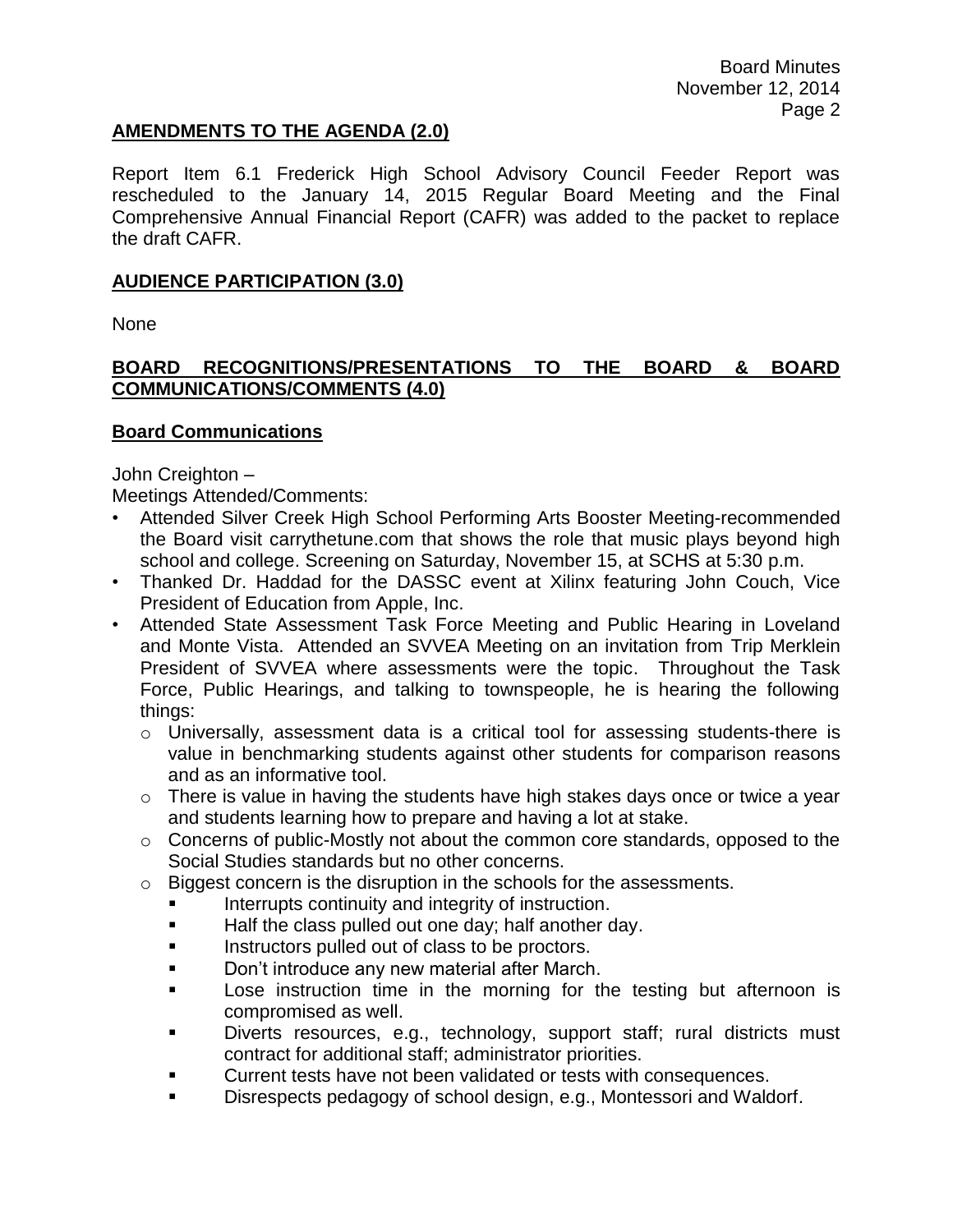## AMENDMENTS TO THE AGENDA (2.0)

Report Item 6.1 Frederick High School Advisory Council Feeder Report was rescheduled to the January 14, 2015 Regular Board Meeting and the Final Comprehensive Annual Financial Report (CAFR) was added to the packet to replace the draft CAFR.

## AUDIENCE PARTICIPATION (3.0)

None

## BOARD RECOGNITIONS/PRESENTATIONS TO THE BOARD & BOARD COMMUNICATIONS/COMMENTS (4.0)

### Board Communications

John Creighton –

Meetings Attended/Comments:

- Attended Silver Creek High School Performing Arts Booster Meeting-recommended the Board visit carrythetune.com that shows the role that music plays beyond high school and college. Screening on Saturday, November 15, at SCHS at 5:30 p.m.
- Thanked Dr. Haddad for the DASSC event at Xilinx featuring John Couch, Vice President of Education from Apple, Inc.
- Attended State Assessment Task Force Meeting and Public Hearing in Loveland and Monte Vista. Attended an SVVEA Meeting on an invitation from Trip Merklein President of SVVEA where assessments were the topic. Throughout the Task Force, Public Hearings, and talking to townspeople, he is hearing the following things:
  - Universally, assessment data is a critical tool for assessing students-there is value in benchmarking students against other students for comparison reasons and as an informative tool.
  - There is value in having the students have high stakes days once or twice a year and students learning how to prepare and having a lot at stake.
  - Concerns of public-Mostly not about the common core standards, opposed to the Social Studies standards but no other concerns.
  - Biggest concern is the disruption in the schools for the assessments.
    - Interrupts continuity and integrity of instruction.
    - Half the class pulled out one day; half another day.
    - Instructors pulled out of class to be proctors.
    - Don't introduce any new material after March.
    - Lose instruction time in the morning for the testing but afternoon is compromised as well.
    - Diverts resources, e.g., technology, support staff; rural districts must contract for additional staff; administrator priorities.
    - Current tests have not been validated or tests with consequences.
    - Disrespects pedagogy of school design, e.g., Montessori and Waldorf.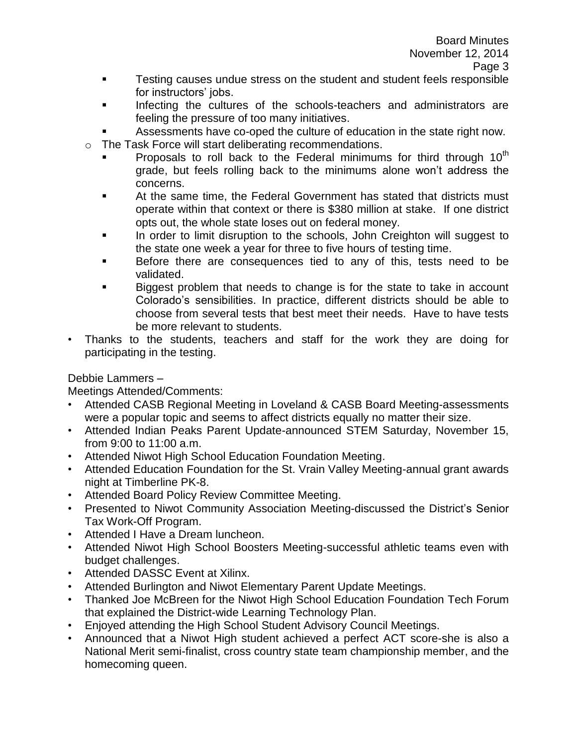- Testing causes undue stress on the student and student feels responsible for instructors' jobs.
        - Infecting the cultures of the schools-teachers and administrators are feeling the pressure of too many initiatives.
        - Assessments have co-oped the culture of education in the state right now.
    - The Task Force will start deliberating recommendations.
        - Proposals to roll back to the Federal minimums for third through 10th grade, but feels rolling back to the minimums alone won't address the concerns.
        - At the same time, the Federal Government has stated that districts must operate within that context or there is $380 million at stake. If one district opts out, the whole state loses out on federal money.
        - In order to limit disruption to the schools, John Creighton will suggest to the state one week a year for three to five hours of testing time.
        - Before there are consequences tied to any of this, tests need to be validated.
        - Biggest problem that needs to change is for the state to take in account Colorado's sensibilities. In practice, different districts should be able to choose from several tests that best meet their needs. Have to have tests be more relevant to students.
- Thanks to the students, teachers and staff for the work they are doing for participating in the testing.

Debbie Lammers –

Meetings Attended/Comments:

- Attended CASB Regional Meeting in Loveland & CASB Board Meeting-assessments were a popular topic and seems to affect districts equally no matter their size.
- Attended Indian Peaks Parent Update-announced STEM Saturday, November 15, from 9:00 to 11:00 a.m.
- Attended Niwot High School Education Foundation Meeting.
- Attended Education Foundation for the St. Vrain Valley Meeting-annual grant awards night at Timberline PK-8.
- Attended Board Policy Review Committee Meeting.
- Presented to Niwot Community Association Meeting-discussed the District's Senior Tax Work-Off Program.
- Attended I Have a Dream luncheon.
- Attended Niwot High School Boosters Meeting-successful athletic teams even with budget challenges.
- Attended DASSC Event at Xilinx.
- Attended Burlington and Niwot Elementary Parent Update Meetings.
- Thanked Joe McBreen for the Niwot High School Education Foundation Tech Forum that explained the District-wide Learning Technology Plan.
- Enjoyed attending the High School Student Advisory Council Meetings.
- Announced that a Niwot High student achieved a perfect ACT score-she is also a National Merit semi-finalist, cross country state team championship member, and the homecoming queen.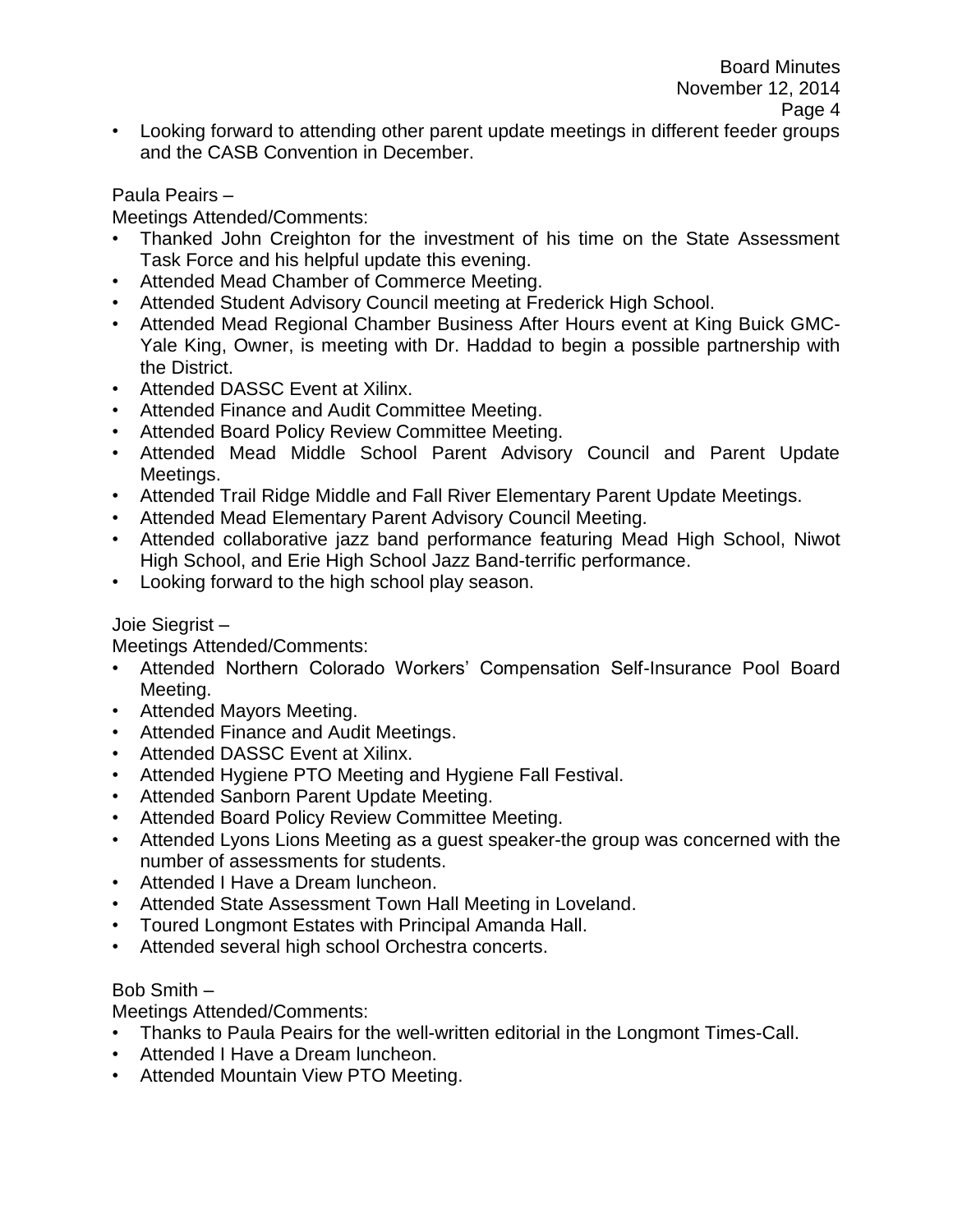- Looking forward to attending other parent update meetings in different feeder groups and the CASB Convention in December.

Paula Peairs –

Meetings Attended/Comments:

- Thanked John Creighton for the investment of his time on the State Assessment Task Force and his helpful update this evening.
- Attended Mead Chamber of Commerce Meeting.
- Attended Student Advisory Council meeting at Frederick High School.
- Attended Mead Regional Chamber Business After Hours event at King Buick GMC-Yale King, Owner, is meeting with Dr. Haddad to begin a possible partnership with the District.
- Attended DASSC Event at Xilinx.
- Attended Finance and Audit Committee Meeting.
- Attended Board Policy Review Committee Meeting.
- Attended Mead Middle School Parent Advisory Council and Parent Update Meetings.
- Attended Trail Ridge Middle and Fall River Elementary Parent Update Meetings.
- Attended Mead Elementary Parent Advisory Council Meeting.
- Attended collaborative jazz band performance featuring Mead High School, Niwot High School, and Erie High School Jazz Band-terrific performance.
- Looking forward to the high school play season.

Joie Siegrist –

Meetings Attended/Comments:

- Attended Northern Colorado Workers' Compensation Self-Insurance Pool Board Meeting.
- Attended Mayors Meeting.
- Attended Finance and Audit Meetings.
- Attended DASSC Event at Xilinx.
- Attended Hygiene PTO Meeting and Hygiene Fall Festival.
- Attended Sanborn Parent Update Meeting.
- Attended Board Policy Review Committee Meeting.
- Attended Lyons Lions Meeting as a guest speaker-the group was concerned with the number of assessments for students.
- Attended I Have a Dream luncheon.
- Attended State Assessment Town Hall Meeting in Loveland.
- Toured Longmont Estates with Principal Amanda Hall.
- Attended several high school Orchestra concerts.

Bob Smith –

Meetings Attended/Comments:

- Thanks to Paula Peairs for the well-written editorial in the Longmont Times-Call.
- Attended I Have a Dream luncheon.
- Attended Mountain View PTO Meeting.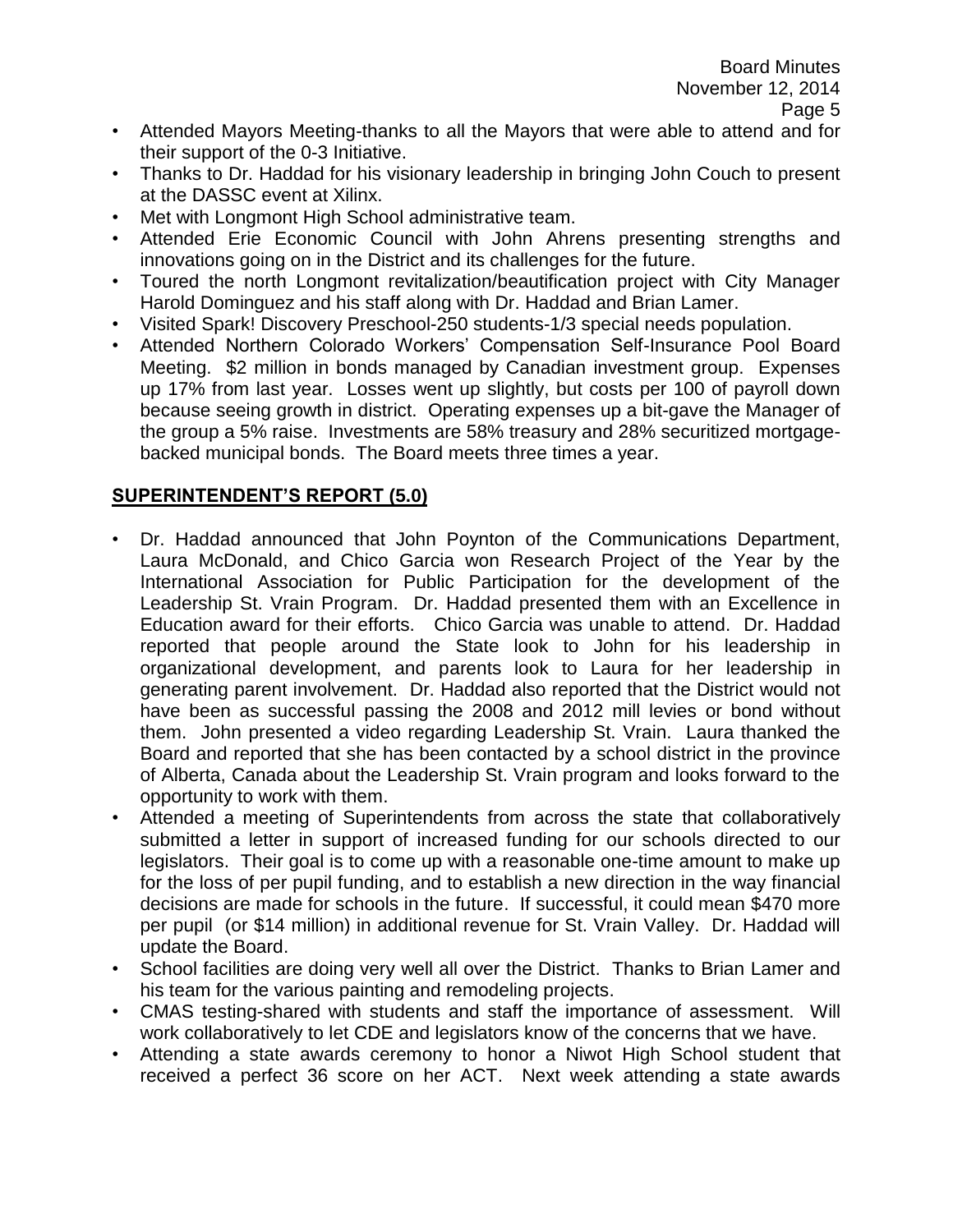- Attended Mayors Meeting-thanks to all the Mayors that were able to attend and for their support of the 0-3 Initiative.
- Thanks to Dr. Haddad for his visionary leadership in bringing John Couch to present at the DASSC event at Xilinx.
- Met with Longmont High School administrative team.
- Attended Erie Economic Council with John Ahrens presenting strengths and innovations going on in the District and its challenges for the future.
- Toured the north Longmont revitalization/beautification project with City Manager Harold Dominguez and his staff along with Dr. Haddad and Brian Lamer.
- Visited Spark! Discovery Preschool-250 students-1/3 special needs population.
- Attended Northern Colorado Workers' Compensation Self-Insurance Pool Board Meeting. $2 million in bonds managed by Canadian investment group. Expenses up 17% from last year. Losses went up slightly, but costs per 100 of payroll down because seeing growth in district. Operating expenses up a bit-gave the Manager of the group a 5% raise. Investments are 58% treasury and 28% securitized mortgage-backed municipal bonds. The Board meets three times a year.

## SUPERINTENDENT'S REPORT (5.0)

- Dr. Haddad announced that John Poynton of the Communications Department, Laura McDonald, and Chico Garcia won Research Project of the Year by the International Association for Public Participation for the development of the Leadership St. Vrain Program. Dr. Haddad presented them with an Excellence in Education award for their efforts. Chico Garcia was unable to attend. Dr. Haddad reported that people around the State look to John for his leadership in organizational development, and parents look to Laura for her leadership in generating parent involvement. Dr. Haddad also reported that the District would not have been as successful passing the 2008 and 2012 mill levies or bond without them. John presented a video regarding Leadership St. Vrain. Laura thanked the Board and reported that she has been contacted by a school district in the province of Alberta, Canada about the Leadership St. Vrain program and looks forward to the opportunity to work with them.
- Attended a meeting of Superintendents from across the state that collaboratively submitted a letter in support of increased funding for our schools directed to our legislators. Their goal is to come up with a reasonable one-time amount to make up for the loss of per pupil funding, and to establish a new direction in the way financial decisions are made for schools in the future. If successful, it could mean $470 more per pupil (or $14 million) in additional revenue for St. Vrain Valley. Dr. Haddad will update the Board.
- School facilities are doing very well all over the District. Thanks to Brian Lamer and his team for the various painting and remodeling projects.
- CMAS testing-shared with students and staff the importance of assessment. Will work collaboratively to let CDE and legislators know of the concerns that we have.
- Attending a state awards ceremony to honor a Niwot High School student that received a perfect 36 score on her ACT. Next week attending a state awards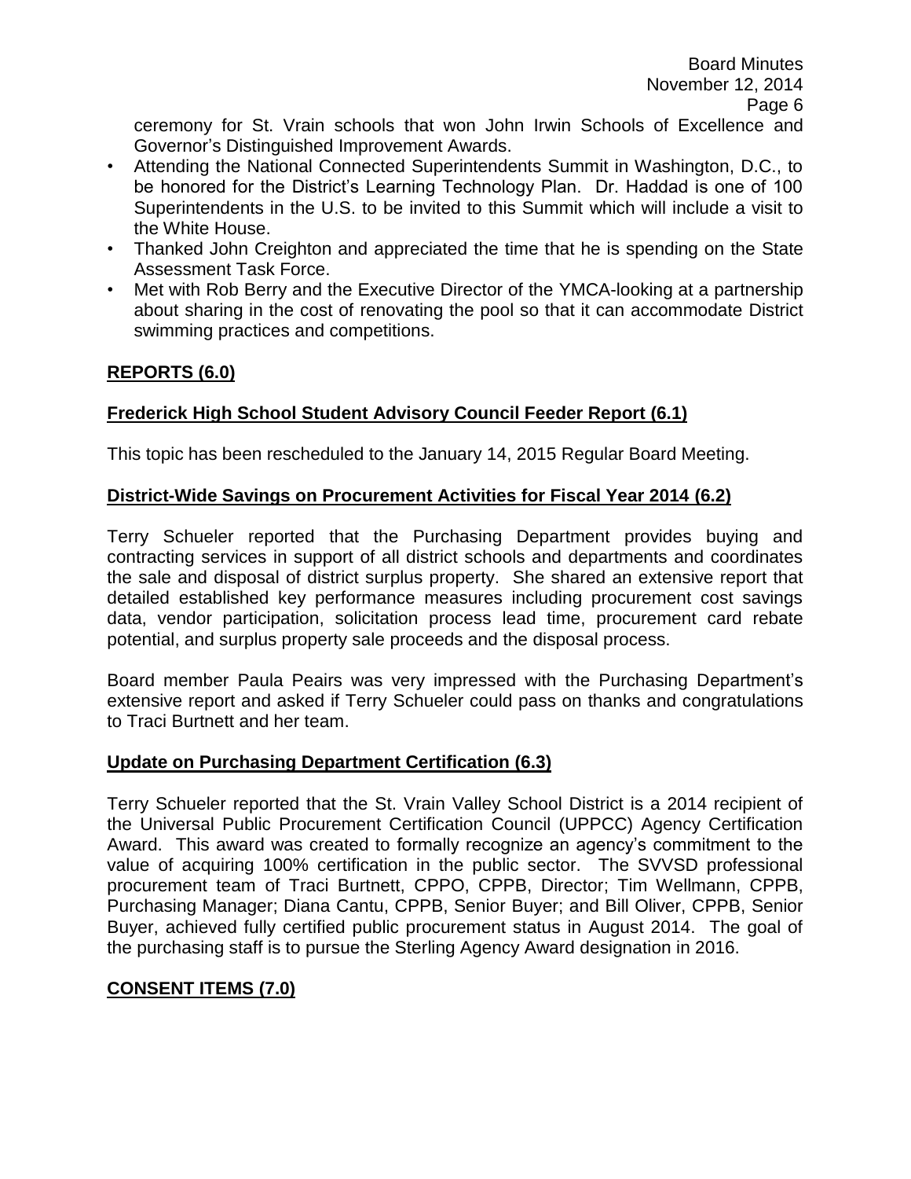ceremony for St. Vrain schools that won John Irwin Schools of Excellence and Governor's Distinguished Improvement Awards.
- Attending the National Connected Superintendents Summit in Washington, D.C., to be honored for the District's Learning Technology Plan. Dr. Haddad is one of 100 Superintendents in the U.S. to be invited to this Summit which will include a visit to the White House.
- Thanked John Creighton and appreciated the time that he is spending on the State Assessment Task Force.
- Met with Rob Berry and the Executive Director of the YMCA-looking at a partnership about sharing in the cost of renovating the pool so that it can accommodate District swimming practices and competitions.

**REPORTS (6.0)**

**Frederick High School Student Advisory Council Feeder Report (6.1)**

This topic has been rescheduled to the January 14, 2015 Regular Board Meeting.

**District-Wide Savings on Procurement Activities for Fiscal Year 2014 (6.2)**

Terry Schueler reported that the Purchasing Department provides buying and contracting services in support of all district schools and departments and coordinates the sale and disposal of district surplus property. She shared an extensive report that detailed established key performance measures including procurement cost savings data, vendor participation, solicitation process lead time, procurement card rebate potential, and surplus property sale proceeds and the disposal process.

Board member Paula Peairs was very impressed with the Purchasing Department's extensive report and asked if Terry Schueler could pass on thanks and congratulations to Traci Burtnett and her team.

**Update on Purchasing Department Certification (6.3)**

Terry Schueler reported that the St. Vrain Valley School District is a 2014 recipient of the Universal Public Procurement Certification Council (UPPCC) Agency Certification Award. This award was created to formally recognize an agency's commitment to the value of acquiring 100% certification in the public sector. The SVVSD professional procurement team of Traci Burtnett, CPPO, CPPB, Director; Tim Wellmann, CPPB, Purchasing Manager; Diana Cantu, CPPB, Senior Buyer; and Bill Oliver, CPPB, Senior Buyer, achieved fully certified public procurement status in August 2014. The goal of the purchasing staff is to pursue the Sterling Agency Award designation in 2016.

**CONSENT ITEMS (7.0)**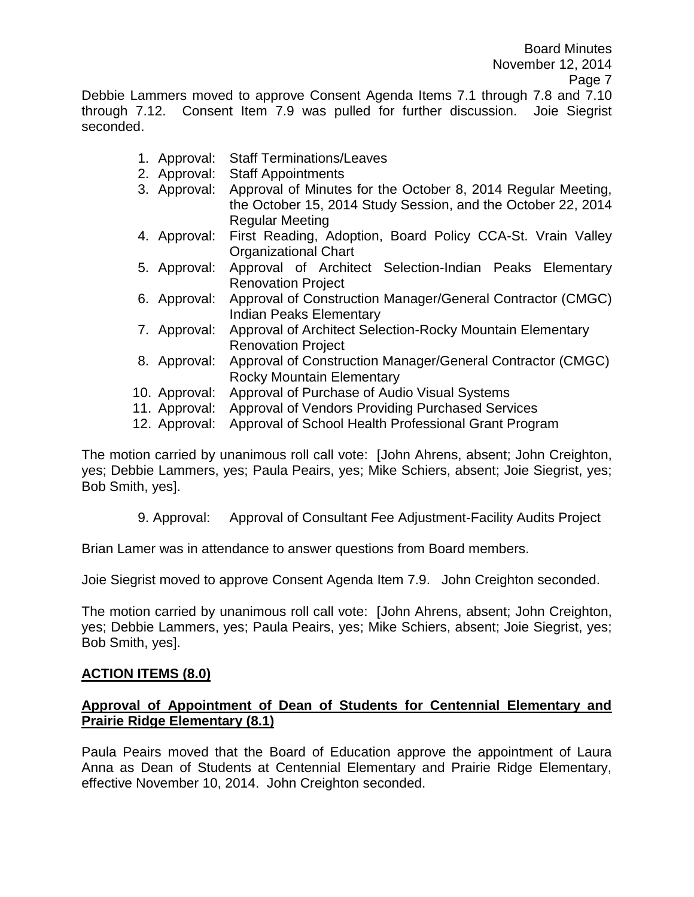Debbie Lammers moved to approve Consent Agenda Items 7.1 through 7.8 and 7.10 through 7.12. Consent Item 7.9 was pulled for further discussion. Joie Siegrist seconded.

1. Approval: Staff Terminations/Leaves
2. Approval: Staff Appointments
3. Approval: Approval of Minutes for the October 8, 2014 Regular Meeting, the October 15, 2014 Study Session, and the October 22, 2014 Regular Meeting
4. Approval: First Reading, Adoption, Board Policy CCA-St. Vrain Valley Organizational Chart
5. Approval: Approval of Architect Selection-Indian Peaks Elementary Renovation Project
6. Approval: Approval of Construction Manager/General Contractor (CMGC) Indian Peaks Elementary
7. Approval: Approval of Architect Selection-Rocky Mountain Elementary Renovation Project
8. Approval: Approval of Construction Manager/General Contractor (CMGC) Rocky Mountain Elementary
10. Approval: Approval of Purchase of Audio Visual Systems
11. Approval: Approval of Vendors Providing Purchased Services
12. Approval: Approval of School Health Professional Grant Program

The motion carried by unanimous roll call vote: [John Ahrens, absent; John Creighton, yes; Debbie Lammers, yes; Paula Peairs, yes; Mike Schiers, absent; Joie Siegrist, yes; Bob Smith, yes].

9. Approval: Approval of Consultant Fee Adjustment-Facility Audits Project

Brian Lamer was in attendance to answer questions from Board members.

Joie Siegrist moved to approve Consent Agenda Item 7.9. John Creighton seconded.

The motion carried by unanimous roll call vote: [John Ahrens, absent; John Creighton, yes; Debbie Lammers, yes; Paula Peairs, yes; Mike Schiers, absent; Joie Siegrist, yes; Bob Smith, yes].

## ACTION ITEMS (8.0)

### Approval of Appointment of Dean of Students for Centennial Elementary and Prairie Ridge Elementary (8.1)

Paula Peairs moved that the Board of Education approve the appointment of Laura Anna as Dean of Students at Centennial Elementary and Prairie Ridge Elementary, effective November 10, 2014. John Creighton seconded.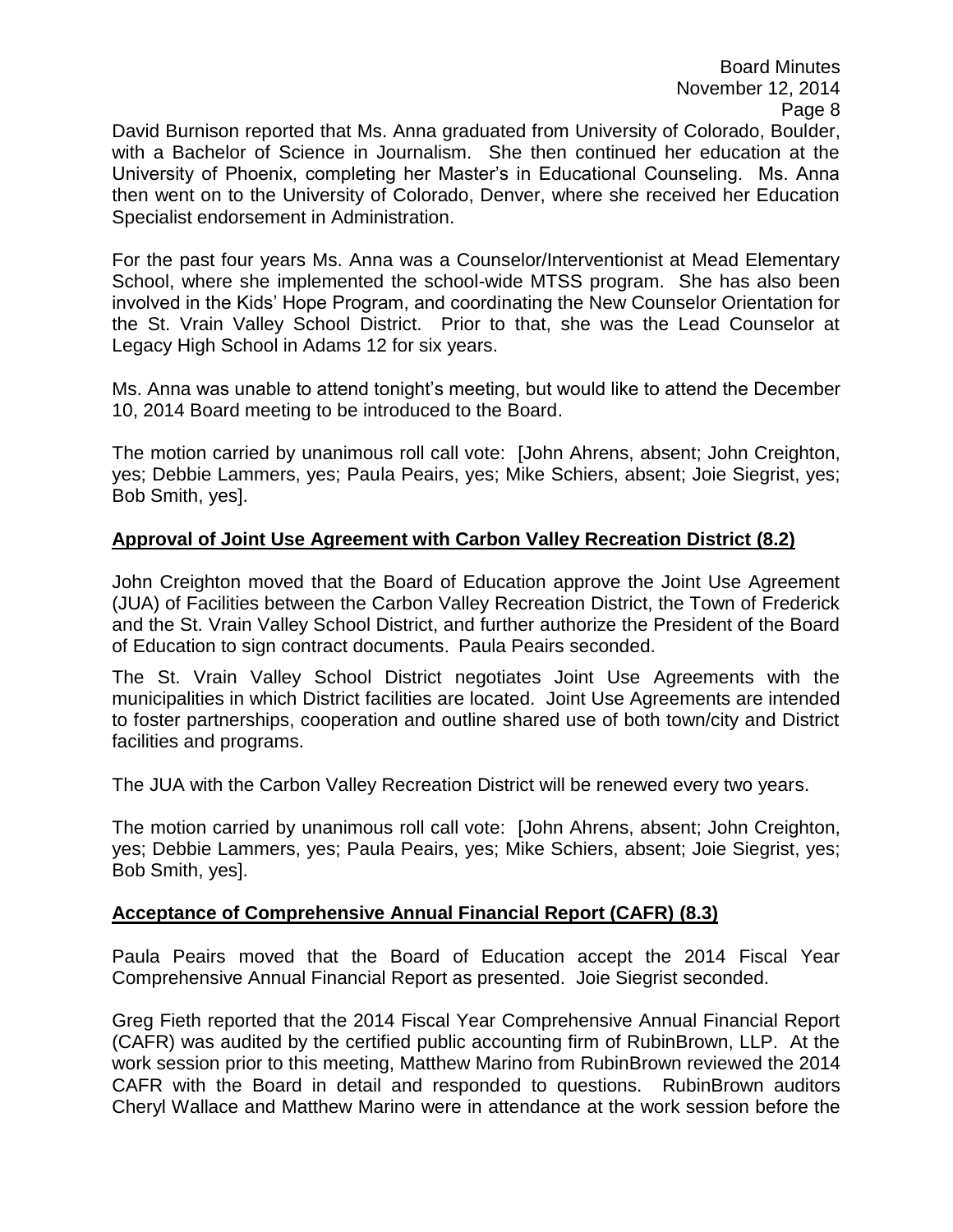David Burnison reported that Ms. Anna graduated from University of Colorado, Boulder, with a Bachelor of Science in Journalism. She then continued her education at the University of Phoenix, completing her Master's in Educational Counseling. Ms. Anna then went on to the University of Colorado, Denver, where she received her Education Specialist endorsement in Administration.

For the past four years Ms. Anna was a Counselor/Interventionist at Mead Elementary School, where she implemented the school-wide MTSS program. She has also been involved in the Kids' Hope Program, and coordinating the New Counselor Orientation for the St. Vrain Valley School District. Prior to that, she was the Lead Counselor at Legacy High School in Adams 12 for six years.

Ms. Anna was unable to attend tonight's meeting, but would like to attend the December 10, 2014 Board meeting to be introduced to the Board.

The motion carried by unanimous roll call vote: [John Ahrens, absent; John Creighton, yes; Debbie Lammers, yes; Paula Peairs, yes; Mike Schiers, absent; Joie Siegrist, yes; Bob Smith, yes].

**Approval of Joint Use Agreement with Carbon Valley Recreation District (8.2)**

John Creighton moved that the Board of Education approve the Joint Use Agreement (JUA) of Facilities between the Carbon Valley Recreation District, the Town of Frederick and the St. Vrain Valley School District, and further authorize the President of the Board of Education to sign contract documents. Paula Peairs seconded.

The St. Vrain Valley School District negotiates Joint Use Agreements with the municipalities in which District facilities are located. Joint Use Agreements are intended to foster partnerships, cooperation and outline shared use of both town/city and District facilities and programs.

The JUA with the Carbon Valley Recreation District will be renewed every two years.

The motion carried by unanimous roll call vote: [John Ahrens, absent; John Creighton, yes; Debbie Lammers, yes; Paula Peairs, yes; Mike Schiers, absent; Joie Siegrist, yes; Bob Smith, yes].

**Acceptance of Comprehensive Annual Financial Report (CAFR) (8.3)**

Paula Peairs moved that the Board of Education accept the 2014 Fiscal Year Comprehensive Annual Financial Report as presented. Joie Siegrist seconded.

Greg Fieth reported that the 2014 Fiscal Year Comprehensive Annual Financial Report (CAFR) was audited by the certified public accounting firm of RubinBrown, LLP. At the work session prior to this meeting, Matthew Marino from RubinBrown reviewed the 2014 CAFR with the Board in detail and responded to questions. RubinBrown auditors Cheryl Wallace and Matthew Marino were in attendance at the work session before the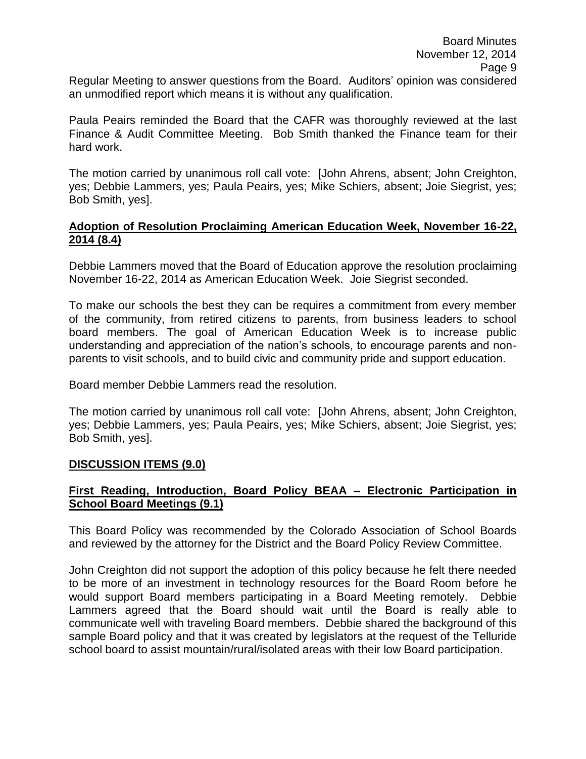Regular Meeting to answer questions from the Board. Auditors' opinion was considered an unmodified report which means it is without any qualification.

Paula Peairs reminded the Board that the CAFR was thoroughly reviewed at the last Finance & Audit Committee Meeting. Bob Smith thanked the Finance team for their hard work.

The motion carried by unanimous roll call vote: [John Ahrens, absent; John Creighton, yes; Debbie Lammers, yes; Paula Peairs, yes; Mike Schiers, absent; Joie Siegrist, yes; Bob Smith, yes].

**Adoption of Resolution Proclaiming American Education Week, November 16-22, 2014 (8.4)**

Debbie Lammers moved that the Board of Education approve the resolution proclaiming November 16-22, 2014 as American Education Week. Joie Siegrist seconded.

To make our schools the best they can be requires a commitment from every member of the community, from retired citizens to parents, from business leaders to school board members. The goal of American Education Week is to increase public understanding and appreciation of the nation's schools, to encourage parents and non-parents to visit schools, and to build civic and community pride and support education.

Board member Debbie Lammers read the resolution.

The motion carried by unanimous roll call vote: [John Ahrens, absent; John Creighton, yes; Debbie Lammers, yes; Paula Peairs, yes; Mike Schiers, absent; Joie Siegrist, yes; Bob Smith, yes].

**DISCUSSION ITEMS (9.0)**

**First Reading, Introduction, Board Policy BEAA – Electronic Participation in School Board Meetings (9.1)**

This Board Policy was recommended by the Colorado Association of School Boards and reviewed by the attorney for the District and the Board Policy Review Committee.

John Creighton did not support the adoption of this policy because he felt there needed to be more of an investment in technology resources for the Board Room before he would support Board members participating in a Board Meeting remotely. Debbie Lammers agreed that the Board should wait until the Board is really able to communicate well with traveling Board members. Debbie shared the background of this sample Board policy and that it was created by legislators at the request of the Telluride school board to assist mountain/rural/isolated areas with their low Board participation.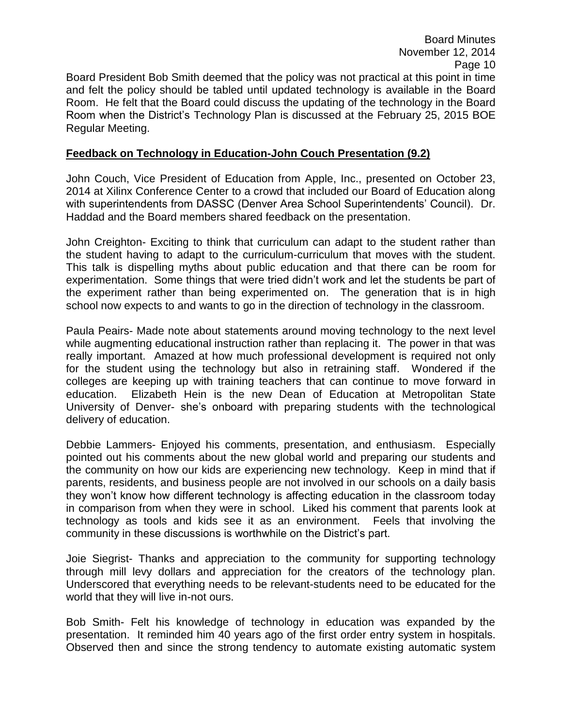Board President Bob Smith deemed that the policy was not practical at this point in time and felt the policy should be tabled until updated technology is available in the Board Room. He felt that the Board could discuss the updating of the technology in the Board Room when the District's Technology Plan is discussed at the February 25, 2015 BOE Regular Meeting.

**Feedback on Technology in Education-John Couch Presentation (9.2)**

John Couch, Vice President of Education from Apple, Inc., presented on October 23, 2014 at Xilinx Conference Center to a crowd that included our Board of Education along with superintendents from DASSC (Denver Area School Superintendents' Council). Dr. Haddad and the Board members shared feedback on the presentation.

John Creighton- Exciting to think that curriculum can adapt to the student rather than the student having to adapt to the curriculum-curriculum that moves with the student. This talk is dispelling myths about public education and that there can be room for experimentation. Some things that were tried didn't work and let the students be part of the experiment rather than being experimented on. The generation that is in high school now expects to and wants to go in the direction of technology in the classroom.

Paula Peairs- Made note about statements around moving technology to the next level while augmenting educational instruction rather than replacing it. The power in that was really important. Amazed at how much professional development is required not only for the student using the technology but also in retraining staff. Wondered if the colleges are keeping up with training teachers that can continue to move forward in education. Elizabeth Hein is the new Dean of Education at Metropolitan State University of Denver- she's onboard with preparing students with the technological delivery of education.

Debbie Lammers- Enjoyed his comments, presentation, and enthusiasm. Especially pointed out his comments about the new global world and preparing our students and the community on how our kids are experiencing new technology. Keep in mind that if parents, residents, and business people are not involved in our schools on a daily basis they won't know how different technology is affecting education in the classroom today in comparison from when they were in school. Liked his comment that parents look at technology as tools and kids see it as an environment. Feels that involving the community in these discussions is worthwhile on the District's part.

Joie Siegrist- Thanks and appreciation to the community for supporting technology through mill levy dollars and appreciation for the creators of the technology plan. Underscored that everything needs to be relevant-students need to be educated for the world that they will live in-not ours.

Bob Smith- Felt his knowledge of technology in education was expanded by the presentation. It reminded him 40 years ago of the first order entry system in hospitals. Observed then and since the strong tendency to automate existing automatic system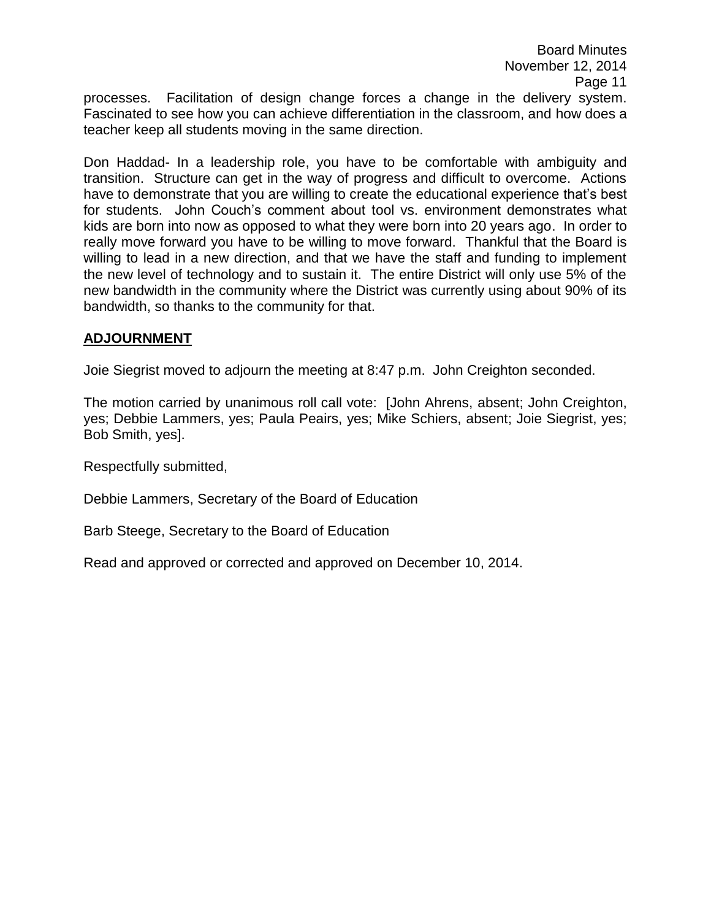processes. Facilitation of design change forces a change in the delivery system. Fascinated to see how you can achieve differentiation in the classroom, and how does a teacher keep all students moving in the same direction.

Don Haddad- In a leadership role, you have to be comfortable with ambiguity and transition. Structure can get in the way of progress and difficult to overcome. Actions have to demonstrate that you are willing to create the educational experience that's best for students. John Couch's comment about tool vs. environment demonstrates what kids are born into now as opposed to what they were born into 20 years ago. In order to really move forward you have to be willing to move forward. Thankful that the Board is willing to lead in a new direction, and that we have the staff and funding to implement the new level of technology and to sustain it. The entire District will only use 5% of the new bandwidth in the community where the District was currently using about 90% of its bandwidth, so thanks to the community for that.

**ADJOURNMENT**

Joie Siegrist moved to adjourn the meeting at 8:47 p.m. John Creighton seconded.

The motion carried by unanimous roll call vote: [John Ahrens, absent; John Creighton, yes; Debbie Lammers, yes; Paula Peairs, yes; Mike Schiers, absent; Joie Siegrist, yes; Bob Smith, yes].

Respectfully submitted,

Debbie Lammers, Secretary of the Board of Education

Barb Steege, Secretary to the Board of Education

Read and approved or corrected and approved on December 10, 2014.